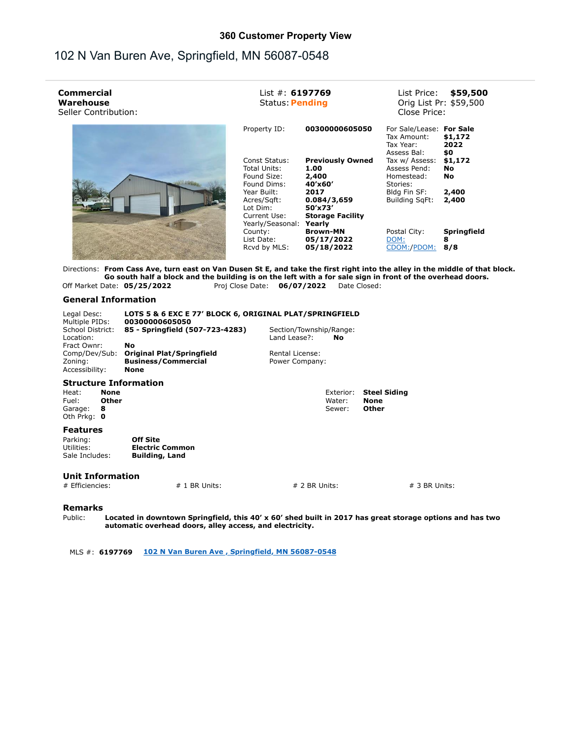### 360 Customer Property View

# 102 N Van Buren Ave, Springfield, MN 56087-0548

**Commercial**
**Warehouse**
Seller Contribution:

List #: **6197769**
Status: **Pending**

List Price: **$59,500**
Orig List Pr: $59,500
Close Price:

| | | | |
|---|---|---|---|
| Property ID: | **00300000605050** | For Sale/Lease: | **For Sale** |
| | | Tax Amount: | **$1,172** |
| | | Tax Year: | **2022** |
| | | Assess Bal: | **$0** |
| Const Status: | **Previously Owned** | Tax w/ Assess: | **$1,172** |
| Total Units: | **1.00** | Assess Pend: | **No** |
| Found Size: | **2,400** | Homestead: | **No** |
| Found Dims: | **40'x60'** | Stories: | |
| Year Built: | **2017** | Bldg Fin SF: | **2,400** |
| Acres/Sqft: | **0.084/3,659** | Building SqFt: | **2,400** |
| Lot Dim: | **50'x73'** | | |
| Current Use: | **Storage Facility** | | |
| Yearly/Seasonal: | **Yearly** | | |
| County: | **Brown-MN** | Postal City: | **Springfield** |
| List Date: | **05/17/2022** | DOM: | **8** |
| Rcvd by MLS: | **05/18/2022** | CDOM:/PDOM: | **8/8** |

Directions: **From Cass Ave, turn east on Van Dusen St E, and take the first right into the alley in the middle of that block. Go south half a block and the building is on the left with a for sale sign in front of the overhead doors.**

Off Market Date: **05/25/2022** Proj Close Date: **06/07/2022** Date Closed:

## General Information

| | | | |
|---|---|---|---|
| Legal Desc: | **LOTS 5 & 6 EXC E 77' BLOCK 6, ORIGINAL PLAT/SPRINGFIELD** | | |
| Multiple PIDs: | **00300000605050** | | |
| School District: | **85 - Springfield (507-723-4283)** | Section/Township/Range: | |
| Location: | | Land Lease?: | **No** |
| Fract Ownr: | **No** | | |
| Comp/Dev/Sub: | **Original Plat/Springfield** | Rental License: | |
| Zoning: | **Business/Commercial** | Power Company: | |
| Accessibility: | **None** | | |

## Structure Information

| | | | |
|---|---|---|---|
| Heat: | **None** | Exterior: | **Steel Siding** |
| Fuel: | **Other** | Water: | **None** |
| Garage: | **8** | Sewer: | **Other** |
| Oth Prkg: | **0** | | |

## Features

| | |
|---|---|
| Parking: | **Off Site** |
| Utilities: | **Electric Common** |
| Sale Includes: | **Building, Land** |

## Unit Information

| # Efficiencies: | # 1 BR Units: | # 2 BR Units: | # 3 BR Units: |
|---|---|---|---|
| | | | |

## Remarks

Public: **Located in downtown Springfield, this 40' x 60' shed built in 2017 has great storage options and has two automatic overhead doors, alley access, and electricity.**

MLS #: **6197769** **102 N Van Buren Ave , Springfield, MN 56087-0548**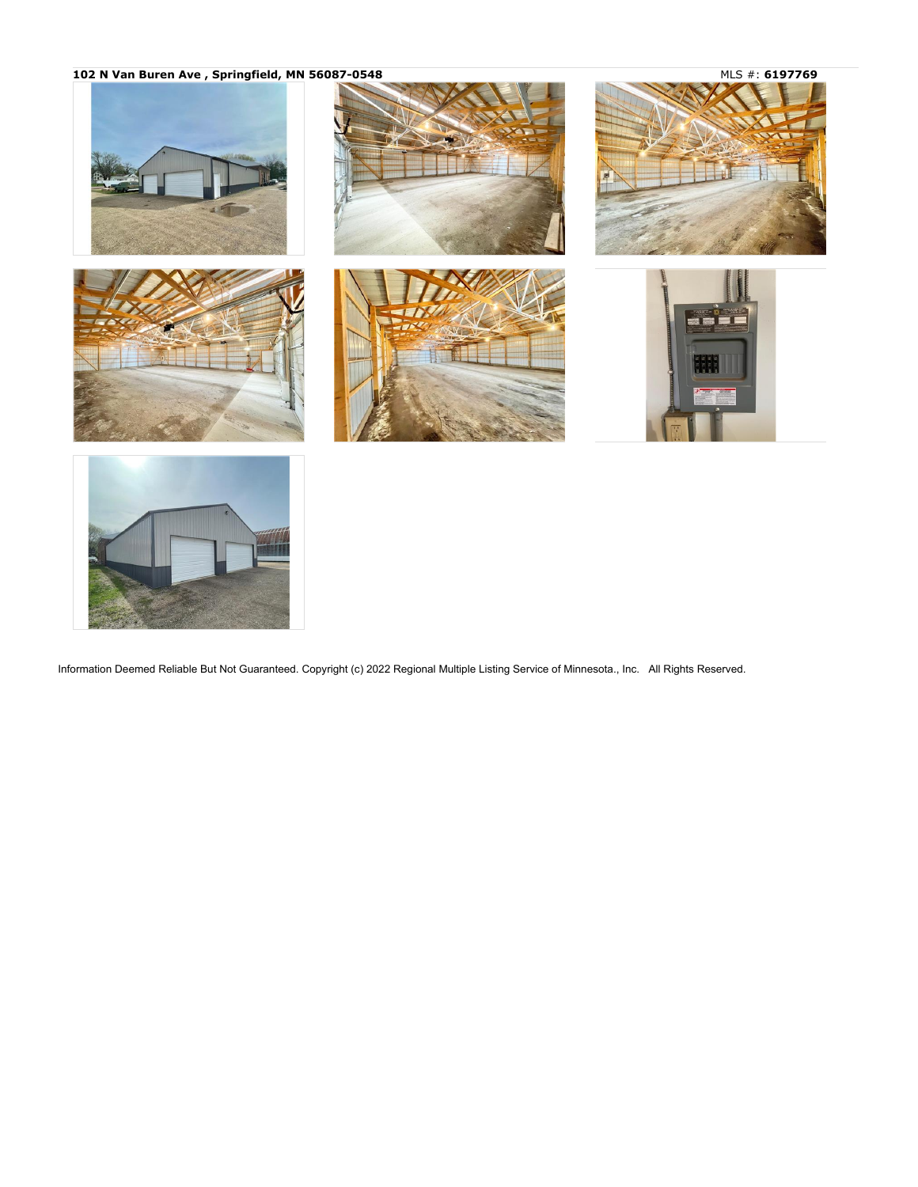**102 N Van Buren Ave , Springfield, MN 56087-0548** MLS #: **6197769**

Information Deemed Reliable But Not Guaranteed. Copyright (c) 2022 Regional Multiple Listing Service of Minnesota., Inc. All Rights Reserved.